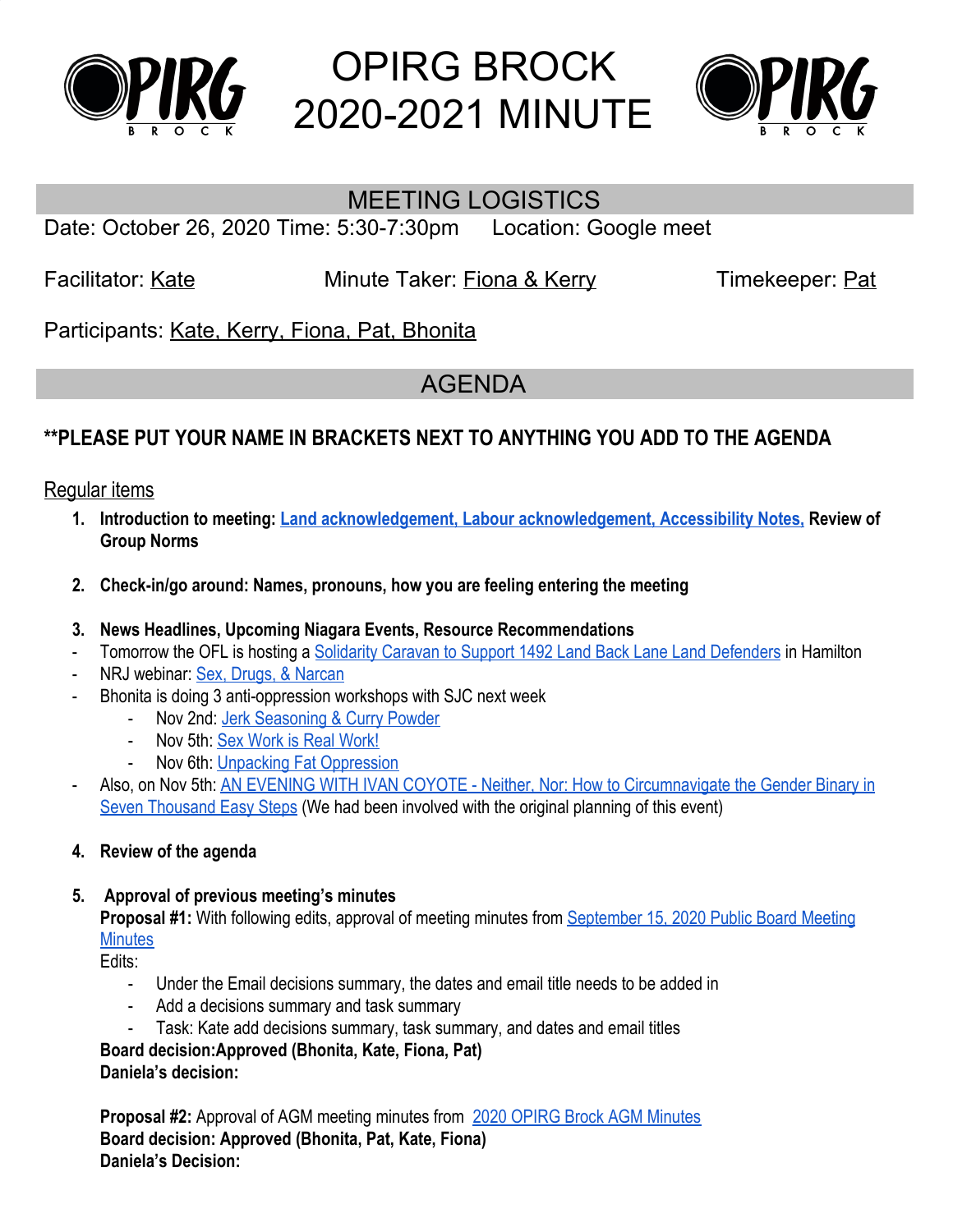# OPIRG BROCK 2020-2021 MINUTE

## MEETING LOGISTICS

Date: October 26, 2020 Time: 5:30-7:30pm    Location: Google meet

Facilitator: Kate    Minute Taker: Fiona & Kerry    Timekeeper: Pat

Participants: Kate, Kerry, Fiona, Pat, Bhonita

## AGENDA

**\*\*PLEASE PUT YOUR NAME IN BRACKETS NEXT TO ANYTHING YOU ADD TO THE AGENDA**

Regular items

1. **Introduction to meeting: Land acknowledgement, Labour acknowledgement, Accessibility Notes, Review of Group Norms**

2. **Check-in/go around: Names, pronouns, how you are feeling entering the meeting**

3. **News Headlines, Upcoming Niagara Events, Resource Recommendations**
   - Tomorrow the OFL is hosting a Solidarity Caravan to Support 1492 Land Back Lane Land Defenders in Hamilton
   - NRJ webinar: Sex, Drugs, & Narcan
   - Bhonita is doing 3 anti-oppression workshops with SJC next week
     - Nov 2nd: Jerk Seasoning & Curry Powder
     - Nov 5th: Sex Work is Real Work!
     - Nov 6th: Unpacking Fat Oppression
   - Also, on Nov 5th: AN EVENING WITH IVAN COYOTE - Neither, Nor: How to Circumnavigate the Gender Binary in Seven Thousand Easy Steps (We had been involved with the original planning of this event)

4. **Review of the agenda**

5. **Approval of previous meeting's minutes**

   **Proposal #1:** With following edits, approval of meeting minutes from September 15, 2020 Public Board Meeting Minutes

   Edits:
   - Under the Email decisions summary, the dates and email title needs to be added in
   - Add a decisions summary and task summary
   - Task: Kate add decisions summary, task summary, and dates and email titles

   **Board decision:Approved (Bhonita, Kate, Fiona, Pat)**

   **Daniela's decision:**

   **Proposal #2:** Approval of AGM meeting minutes from 2020 OPIRG Brock AGM Minutes

   **Board decision: Approved (Bhonita, Pat, Kate, Fiona)**

   **Daniela's Decision:**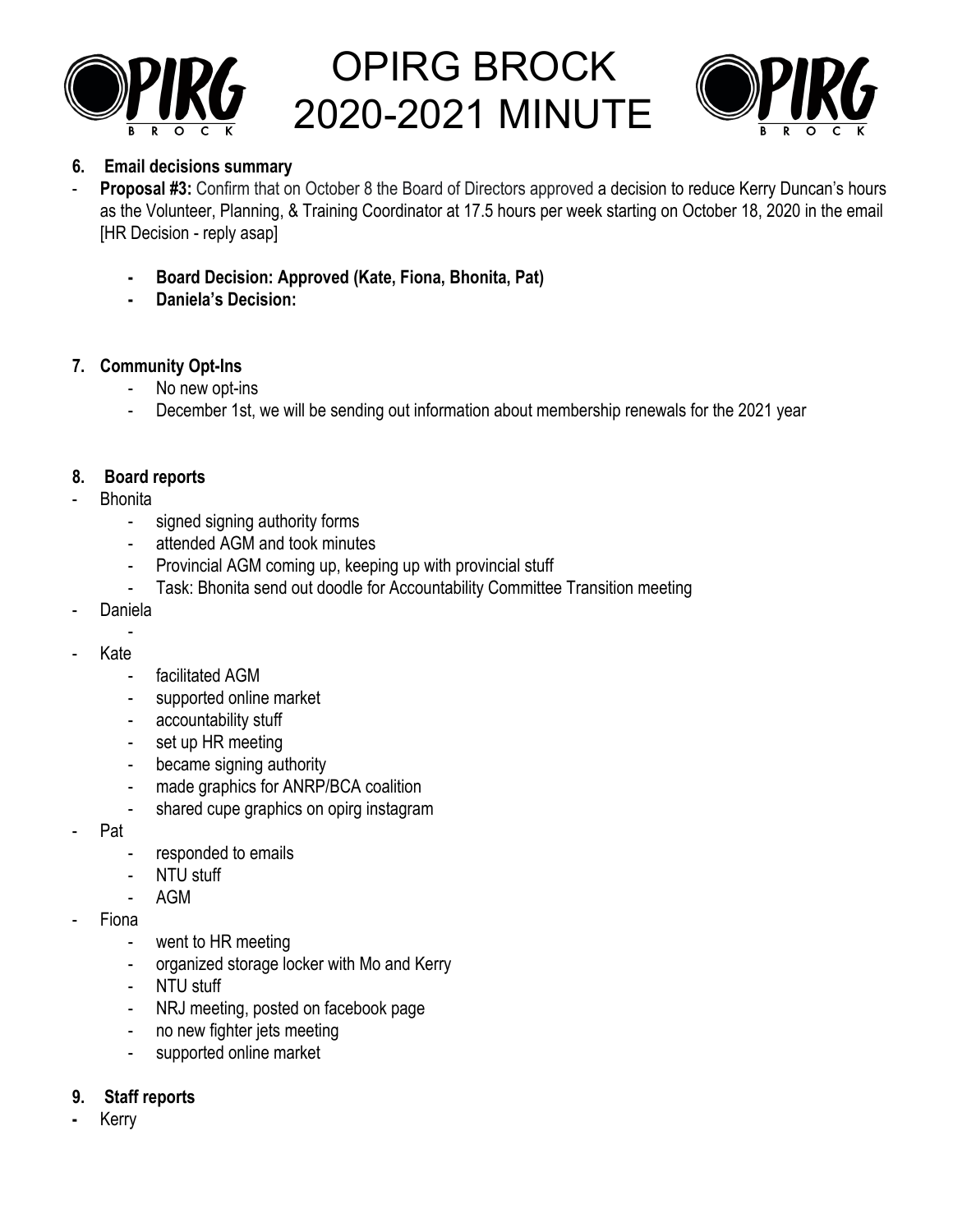## 6. Email decisions summary

- **Proposal #3:** Confirm that on October 8 the Board of Directors approved a decision to reduce Kerry Duncan's hours as the Volunteer, Planning, & Training Coordinator at 17.5 hours per week starting on October 18, 2020 in the email [HR Decision - reply asap]

    - **Board Decision: Approved (Kate, Fiona, Bhonita, Pat)**
    - **Daniela's Decision:**

## 7. Community Opt-Ins

- No new opt-ins
- December 1st, we will be sending out information about membership renewals for the 2021 year

## 8. Board reports

- Bhonita
    - signed signing authority forms
    - attended AGM and took minutes
    - Provincial AGM coming up, keeping up with provincial stuff
    - Task: Bhonita send out doodle for Accountability Committee Transition meeting
- Daniela
    -
- Kate
    - facilitated AGM
    - supported online market
    - accountability stuff
    - set up HR meeting
    - became signing authority
    - made graphics for ANRP/BCA coalition
    - shared cupe graphics on opirg instagram
- Pat
    - responded to emails
    - NTU stuff
    - AGM
- Fiona
    - went to HR meeting
    - organized storage locker with Mo and Kerry
    - NTU stuff
    - NRJ meeting, posted on facebook page
    - no new fighter jets meeting
    - supported online market

## 9. Staff reports

- Kerry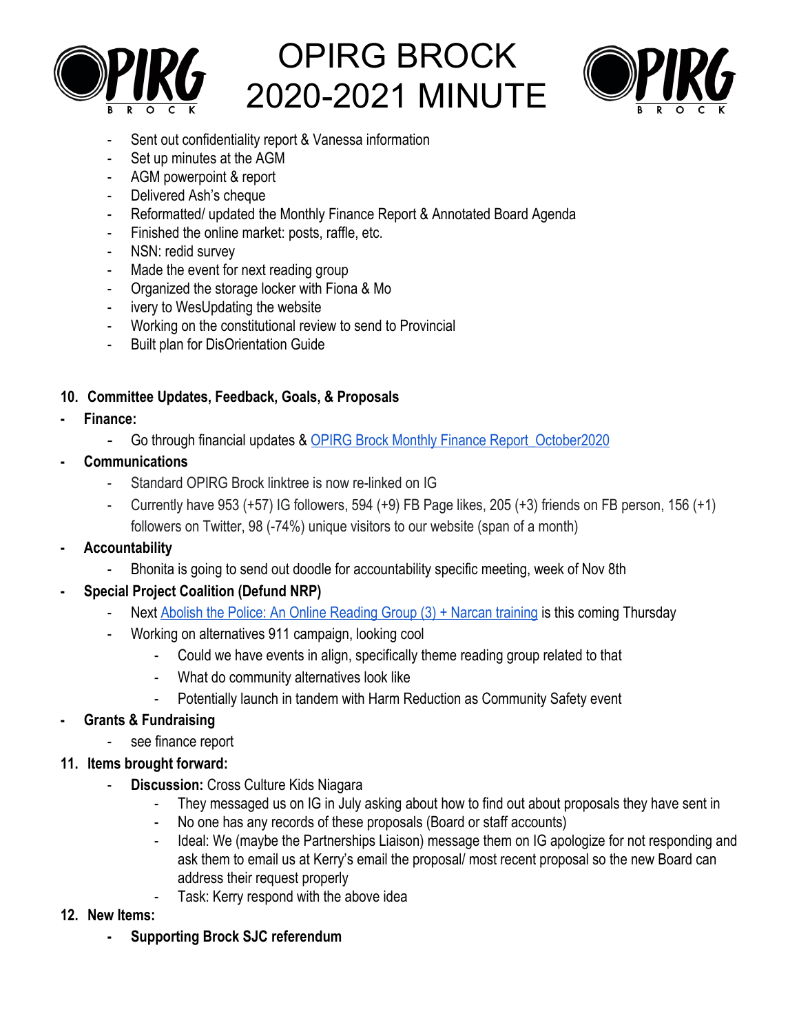- Sent out confidentiality report & Vanessa information
- Set up minutes at the AGM
- AGM powerpoint & report
- Delivered Ash's cheque
- Reformatted/ updated the Monthly Finance Report & Annotated Board Agenda
- Finished the online market: posts, raffle, etc.
- NSN: redid survey
- Made the event for next reading group
- Organized the storage locker with Fiona & Mo
- ivery to WesUpdating the website
- Working on the constitutional review to send to Provincial
- Built plan for DisOrientation Guide

**10. Committee Updates, Feedback, Goals, & Proposals**

- **Finance:**
    - Go through financial updates & OPIRG Brock Monthly Finance Report_October2020
- **Communications**
    - Standard OPIRG Brock linktree is now re-linked on IG
    - Currently have 953 (+57) IG followers, 594 (+9) FB Page likes, 205 (+3) friends on FB person, 156 (+1) followers on Twitter, 98 (-74%) unique visitors to our website (span of a month)
- **Accountability**
    - Bhonita is going to send out doodle for accountability specific meeting, week of Nov 8th
- **Special Project Coalition (Defund NRP)**
    - Next Abolish the Police: An Online Reading Group (3) + Narcan training is this coming Thursday
    - Working on alternatives 911 campaign, looking cool
        - Could we have events in align, specifically theme reading group related to that
        - What do community alternatives look like
        - Potentially launch in tandem with Harm Reduction as Community Safety event
- **Grants & Fundraising**
    - see finance report

**11. Items brought forward:**

- **Discussion:** Cross Culture Kids Niagara
    - They messaged us on IG in July asking about how to find out about proposals they have sent in
    - No one has any records of these proposals (Board or staff accounts)
    - Ideal: We (maybe the Partnerships Liaison) message them on IG apologize for not responding and ask them to email us at Kerry's email the proposal/ most recent proposal so the new Board can address their request properly
    - Task: Kerry respond with the above idea

**12. New Items:**

- **Supporting Brock SJC referendum**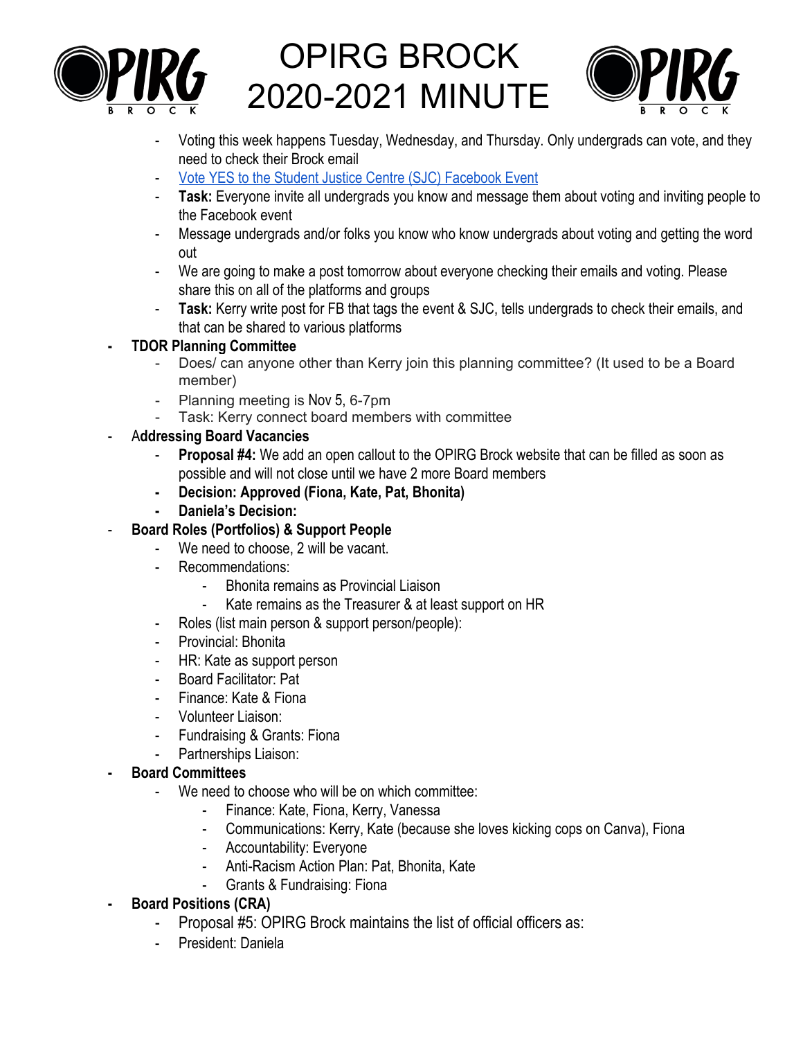- Voting this week happens Tuesday, Wednesday, and Thursday. Only undergrads can vote, and they need to check their Brock email
  - Vote YES to the Student Justice Centre (SJC) Facebook Event
  - **Task:** Everyone invite all undergrads you know and message them about voting and inviting people to the Facebook event
  - Message undergrads and/or folks you know who know undergrads about voting and getting the word out
  - We are going to make a post tomorrow about everyone checking their emails and voting. Please share this on all of the platforms and groups
  - **Task:** Kerry write post for FB that tags the event & SJC, tells undergrads to check their emails, and that can be shared to various platforms
- **TDOR Planning Committee**
  - Does/ can anyone other than Kerry join this planning committee? (It used to be a Board member)
  - Planning meeting is Nov 5, 6-7pm
  - Task: Kerry connect board members with committee
- **Addressing Board Vacancies**
  - **Proposal #4:** We add an open callout to the OPIRG Brock website that can be filled as soon as possible and will not close until we have 2 more Board members
  - **Decision: Approved (Fiona, Kate, Pat, Bhonita)**
  - **Daniela's Decision:**
- **Board Roles (Portfolios) & Support People**
  - We need to choose, 2 will be vacant.
  - Recommendations:
    - Bhonita remains as Provincial Liaison
    - Kate remains as the Treasurer & at least support on HR
  - Roles (list main person & support person/people):
  - Provincial: Bhonita
  - HR: Kate as support person
  - Board Facilitator: Pat
  - Finance: Kate & Fiona
  - Volunteer Liaison:
  - Fundraising & Grants: Fiona
  - Partnerships Liaison:
- **Board Committees**
  - We need to choose who will be on which committee:
    - Finance: Kate, Fiona, Kerry, Vanessa
    - Communications: Kerry, Kate (because she loves kicking cops on Canva), Fiona
    - Accountability: Everyone
    - Anti-Racism Action Plan: Pat, Bhonita, Kate
    - Grants & Fundraising: Fiona
- **Board Positions (CRA)**
  - Proposal #5: OPIRG Brock maintains the list of official officers as:
  - President: Daniela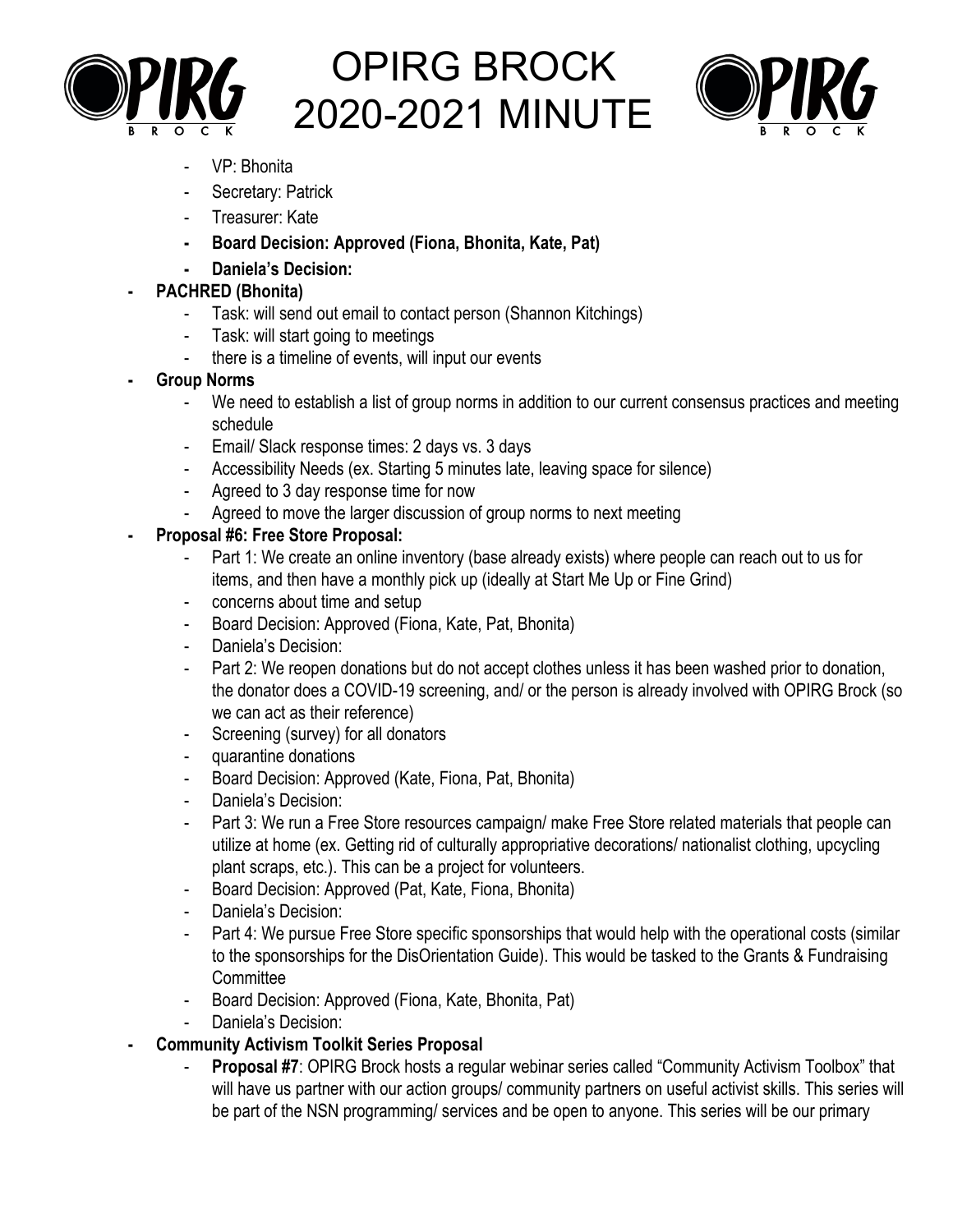- VP: Bhonita
    - Secretary: Patrick
    - Treasurer: Kate
    - **Board Decision: Approved (Fiona, Bhonita, Kate, Pat)**
    - **Daniela's Decision:**
- **PACHRED (Bhonita)**
    - Task: will send out email to contact person (Shannon Kitchings)
    - Task: will start going to meetings
    - there is a timeline of events, will input our events
- **Group Norms**
    - We need to establish a list of group norms in addition to our current consensus practices and meeting schedule
    - Email/ Slack response times: 2 days vs. 3 days
    - Accessibility Needs (ex. Starting 5 minutes late, leaving space for silence)
    - Agreed to 3 day response time for now
    - Agreed to move the larger discussion of group norms to next meeting
- **Proposal #6: Free Store Proposal:**
    - Part 1: We create an online inventory (base already exists) where people can reach out to us for items, and then have a monthly pick up (ideally at Start Me Up or Fine Grind)
    - concerns about time and setup
    - Board Decision: Approved (Fiona, Kate, Pat, Bhonita)
    - Daniela's Decision:
    - Part 2: We reopen donations but do not accept clothes unless it has been washed prior to donation, the donator does a COVID-19 screening, and/ or the person is already involved with OPIRG Brock (so we can act as their reference)
    - Screening (survey) for all donators
    - quarantine donations
    - Board Decision: Approved (Kate, Fiona, Pat, Bhonita)
    - Daniela's Decision:
    - Part 3: We run a Free Store resources campaign/ make Free Store related materials that people can utilize at home (ex. Getting rid of culturally appropriative decorations/ nationalist clothing, upcycling plant scraps, etc.). This can be a project for volunteers.
    - Board Decision: Approved (Pat, Kate, Fiona, Bhonita)
    - Daniela's Decision:
    - Part 4: We pursue Free Store specific sponsorships that would help with the operational costs (similar to the sponsorships for the DisOrientation Guide). This would be tasked to the Grants & Fundraising Committee
    - Board Decision: Approved (Fiona, Kate, Bhonita, Pat)
    - Daniela's Decision:
- **Community Activism Toolkit Series Proposal**
    - **Proposal #7**: OPIRG Brock hosts a regular webinar series called "Community Activism Toolbox" that will have us partner with our action groups/ community partners on useful activist skills. This series will be part of the NSN programming/ services and be open to anyone. This series will be our primary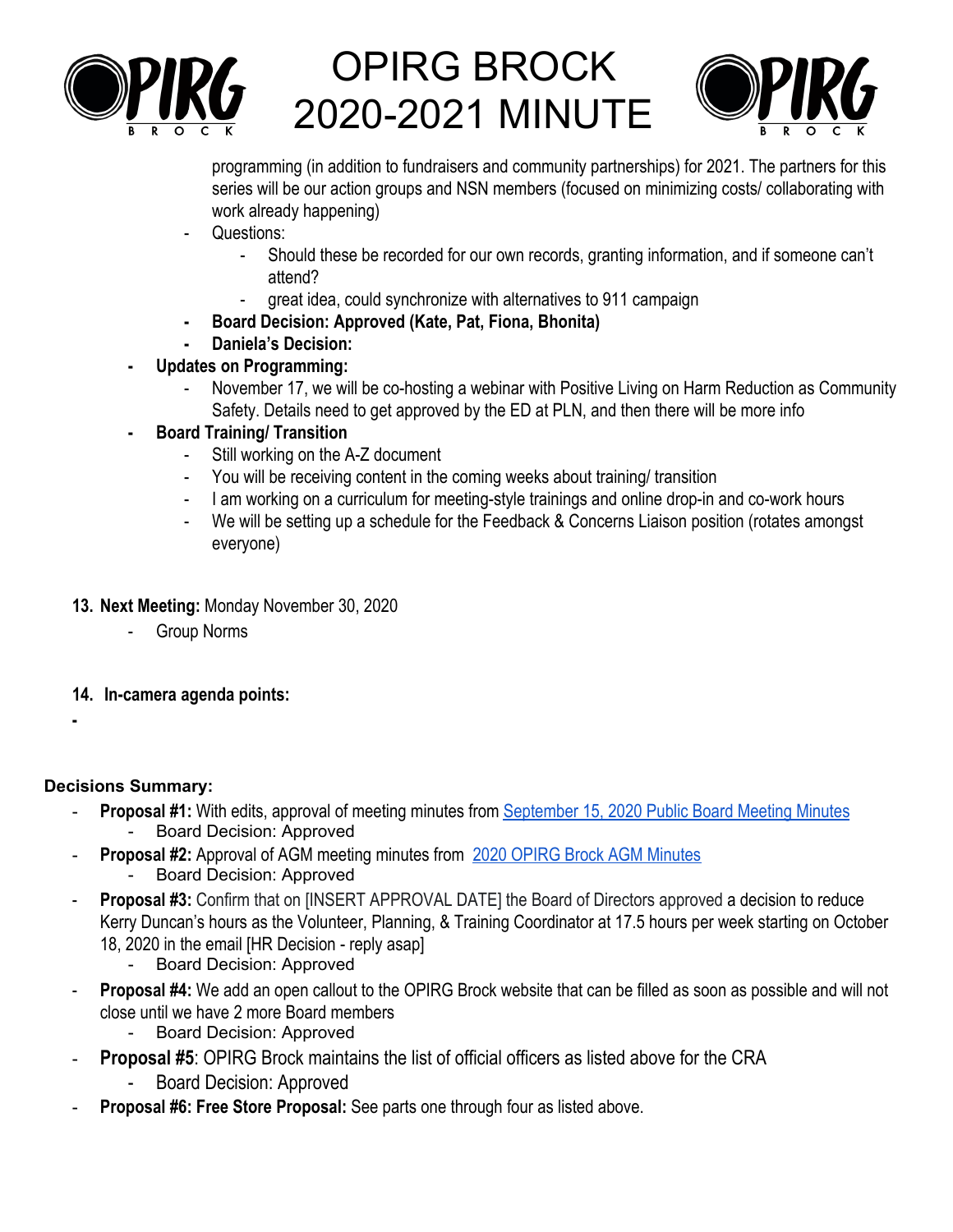programming (in addition to fundraisers and community partnerships) for 2021. The partners for this series will be our action groups and NSN members (focused on minimizing costs/ collaborating with work already happening)

- Questions:
    - Should these be recorded for our own records, granting information, and if someone can't attend?
    - great idea, could synchronize with alternatives to 911 campaign
- **Board Decision: Approved (Kate, Pat, Fiona, Bhonita)**
- **Daniela's Decision:**

- **Updates on Programming:**
    - November 17, we will be co-hosting a webinar with Positive Living on Harm Reduction as Community Safety. Details need to get approved by the ED at PLN, and then there will be more info
- **Board Training/ Transition**
    - Still working on the A-Z document
    - You will be receiving content in the coming weeks about training/ transition
    - I am working on a curriculum for meeting-style trainings and online drop-in and co-work hours
    - We will be setting up a schedule for the Feedback & Concerns Liaison position (rotates amongst everyone)

13. **Next Meeting:** Monday November 30, 2020
    - Group Norms

14. **In-camera agenda points:**

-

**Decisions Summary:**

- **Proposal #1:** With edits, approval of meeting minutes from September 15, 2020 Public Board Meeting Minutes
    - Board Decision: Approved
- **Proposal #2:** Approval of AGM meeting minutes from 2020 OPIRG Brock AGM Minutes
    - Board Decision: Approved
- **Proposal #3:** Confirm that on [INSERT APPROVAL DATE] the Board of Directors approved a decision to reduce Kerry Duncan's hours as the Volunteer, Planning, & Training Coordinator at 17.5 hours per week starting on October 18, 2020 in the email [HR Decision - reply asap]
    - Board Decision: Approved
- **Proposal #4:** We add an open callout to the OPIRG Brock website that can be filled as soon as possible and will not close until we have 2 more Board members
    - Board Decision: Approved
- **Proposal #5**: OPIRG Brock maintains the list of official officers as listed above for the CRA
    - Board Decision: Approved
- **Proposal #6: Free Store Proposal:** See parts one through four as listed above.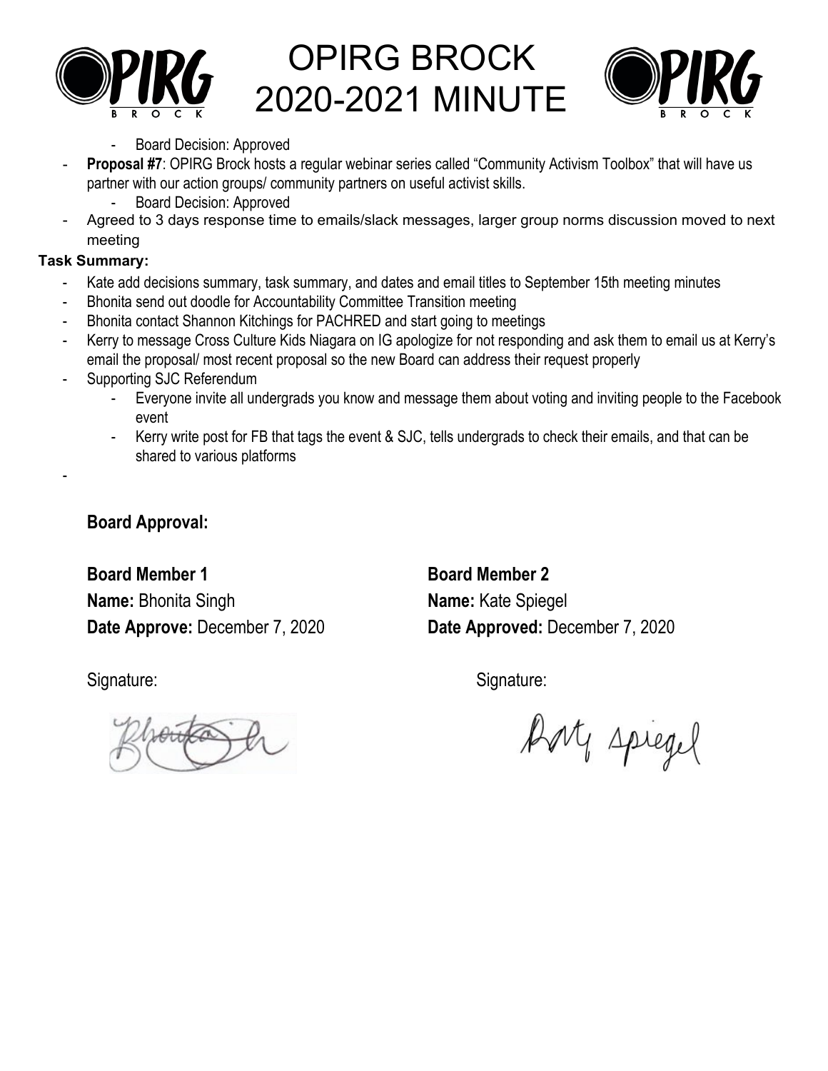- Board Decision: Approved
- **Proposal #7**: OPIRG Brock hosts a regular webinar series called "Community Activism Toolbox" that will have us partner with our action groups/ community partners on useful activist skills.
  - Board Decision: Approved
- Agreed to 3 days response time to emails/slack messages, larger group norms discussion moved to next meeting

**Task Summary:**

- Kate add decisions summary, task summary, and dates and email titles to September 15th meeting minutes
- Bhonita send out doodle for Accountability Committee Transition meeting
- Bhonita contact Shannon Kitchings for PACHRED and start going to meetings
- Kerry to message Cross Culture Kids Niagara on IG apologize for not responding and ask them to email us at Kerry's email the proposal/ most recent proposal so the new Board can address their request properly
- Supporting SJC Referendum
  - Everyone invite all undergrads you know and message them about voting and inviting people to the Facebook event
  - Kerry write post for FB that tags the event & SJC, tells undergrads to check their emails, and that can be shared to various platforms
-

**Board Approval:**

**Board Member 1**
**Name:** Bhonita Singh
**Date Approve:** December 7, 2020

Signature:

**Board Member 2**
**Name:** Kate Spiegel
**Date Approved:** December 7, 2020

Signature: